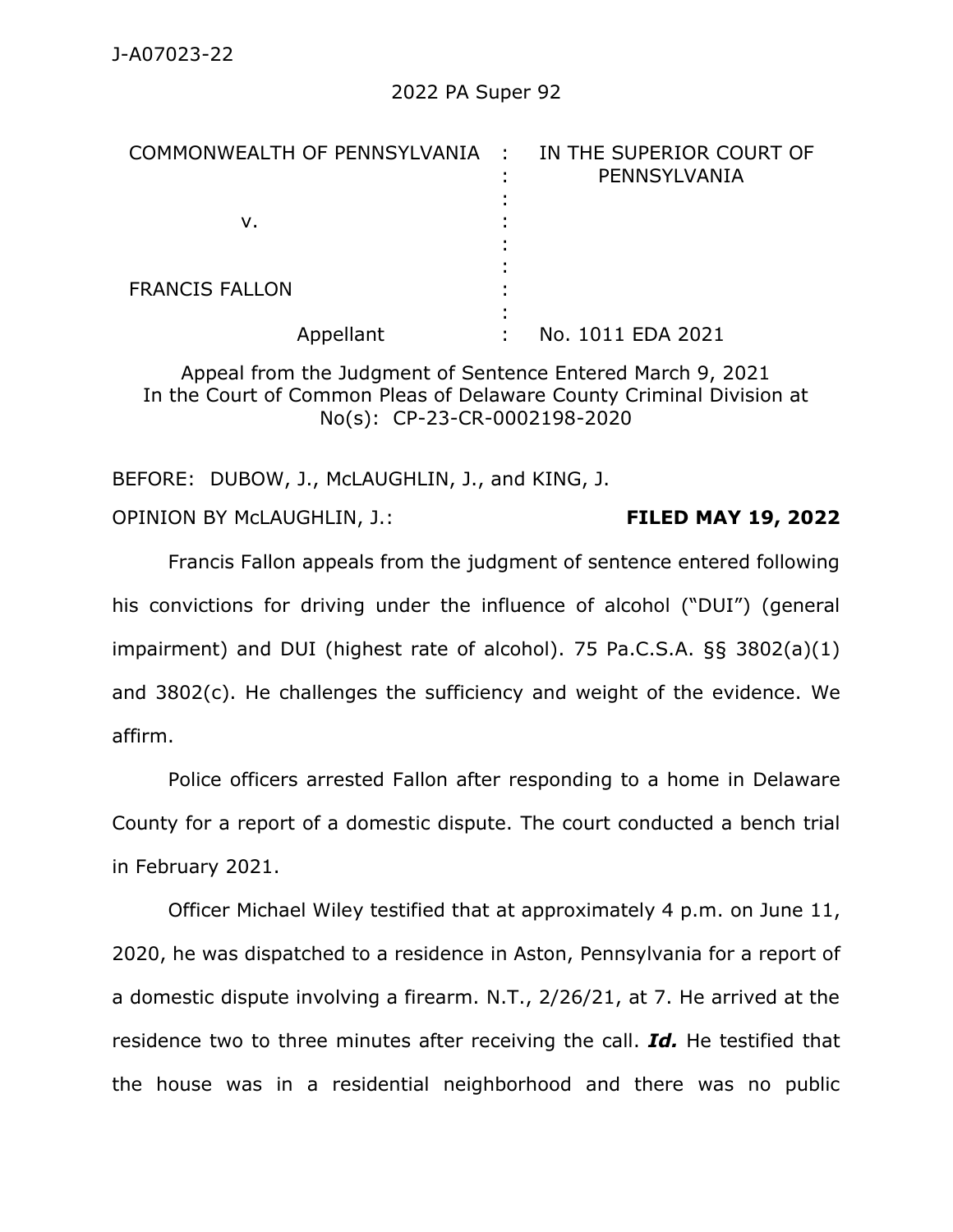J-A07023-22

2022 PA Super 92

| COMMONWEALTH OF PENNSYLVANIA | : | IN THE SUPERIOR COURT OF PENNSYLVANIA |
|---|---|---|
| v. | : | |
| FRANCIS FALLON | : | |
| Appellant | : | No. 1011 EDA 2021 |

Appeal from the Judgment of Sentence Entered March 9, 2021
In the Court of Common Pleas of Delaware County Criminal Division at No(s): CP-23-CR-0002198-2020

BEFORE: DUBOW, J., McLAUGHLIN, J., and KING, J.

OPINION BY McLAUGHLIN, J.: **FILED MAY 19, 2022**

Francis Fallon appeals from the judgment of sentence entered following his convictions for driving under the influence of alcohol ("DUI") (general impairment) and DUI (highest rate of alcohol). 75 Pa.C.S.A. §§ 3802(a)(1) and 3802(c). He challenges the sufficiency and weight of the evidence. We affirm.

Police officers arrested Fallon after responding to a home in Delaware County for a report of a domestic dispute. The court conducted a bench trial in February 2021.

Officer Michael Wiley testified that at approximately 4 p.m. on June 11, 2020, he was dispatched to a residence in Aston, Pennsylvania for a report of a domestic dispute involving a firearm. N.T., 2/26/21, at 7. He arrived at the residence two to three minutes after receiving the call. ***Id.*** He testified that the house was in a residential neighborhood and there was no public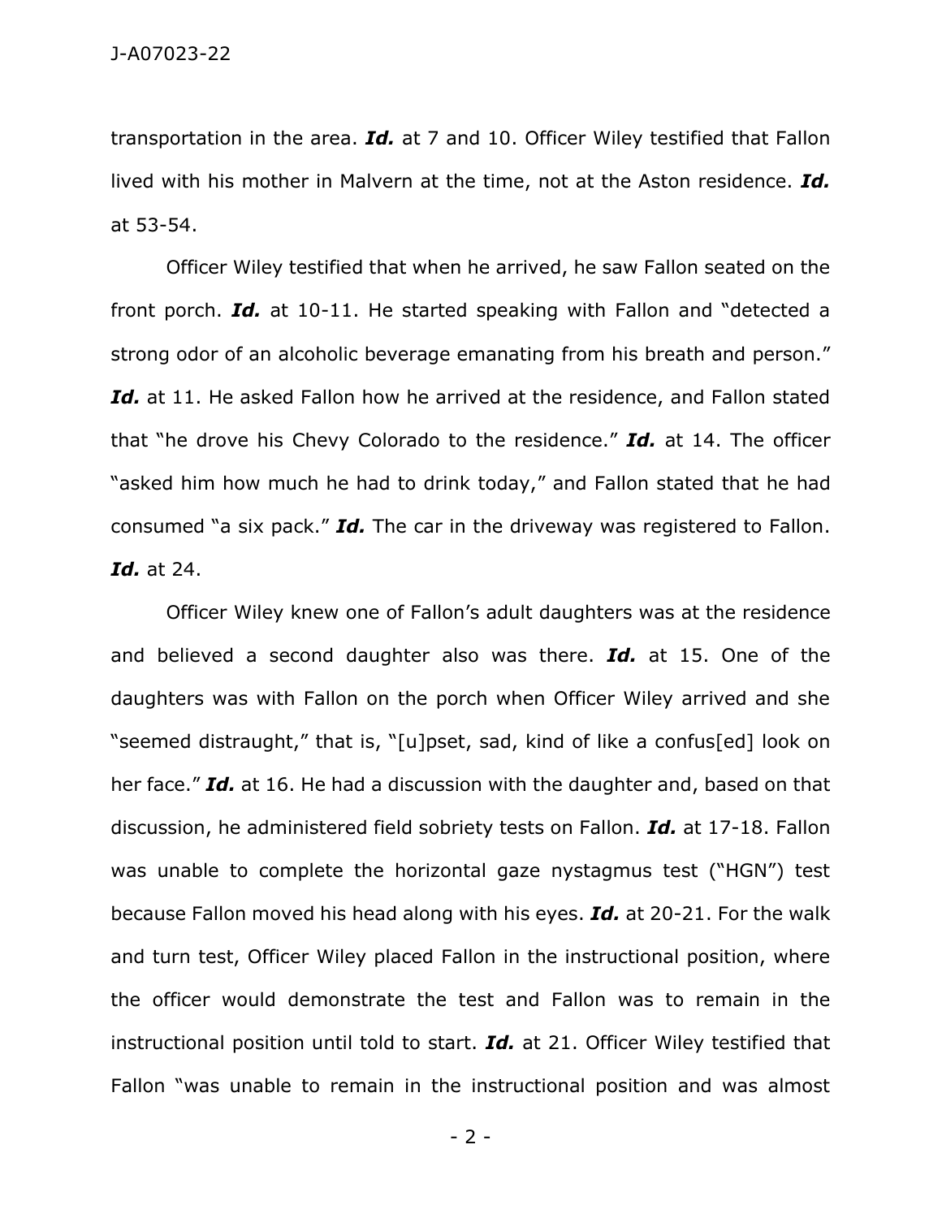transportation in the area. ***Id.*** at 7 and 10. Officer Wiley testified that Fallon lived with his mother in Malvern at the time, not at the Aston residence. ***Id.*** at 53-54.

Officer Wiley testified that when he arrived, he saw Fallon seated on the front porch. ***Id.*** at 10-11. He started speaking with Fallon and "detected a strong odor of an alcoholic beverage emanating from his breath and person." ***Id.*** at 11. He asked Fallon how he arrived at the residence, and Fallon stated that "he drove his Chevy Colorado to the residence." ***Id.*** at 14. The officer "asked him how much he had to drink today," and Fallon stated that he had consumed "a six pack." ***Id.*** The car in the driveway was registered to Fallon. ***Id.*** at 24.

Officer Wiley knew one of Fallon's adult daughters was at the residence and believed a second daughter also was there. ***Id.*** at 15. One of the daughters was with Fallon on the porch when Officer Wiley arrived and she "seemed distraught," that is, "[u]pset, sad, kind of like a confus[ed] look on her face." ***Id.*** at 16. He had a discussion with the daughter and, based on that discussion, he administered field sobriety tests on Fallon. ***Id.*** at 17-18. Fallon was unable to complete the horizontal gaze nystagmus test ("HGN") test because Fallon moved his head along with his eyes. ***Id.*** at 20-21. For the walk and turn test, Officer Wiley placed Fallon in the instructional position, where the officer would demonstrate the test and Fallon was to remain in the instructional position until told to start. ***Id.*** at 21. Officer Wiley testified that Fallon "was unable to remain in the instructional position and was almost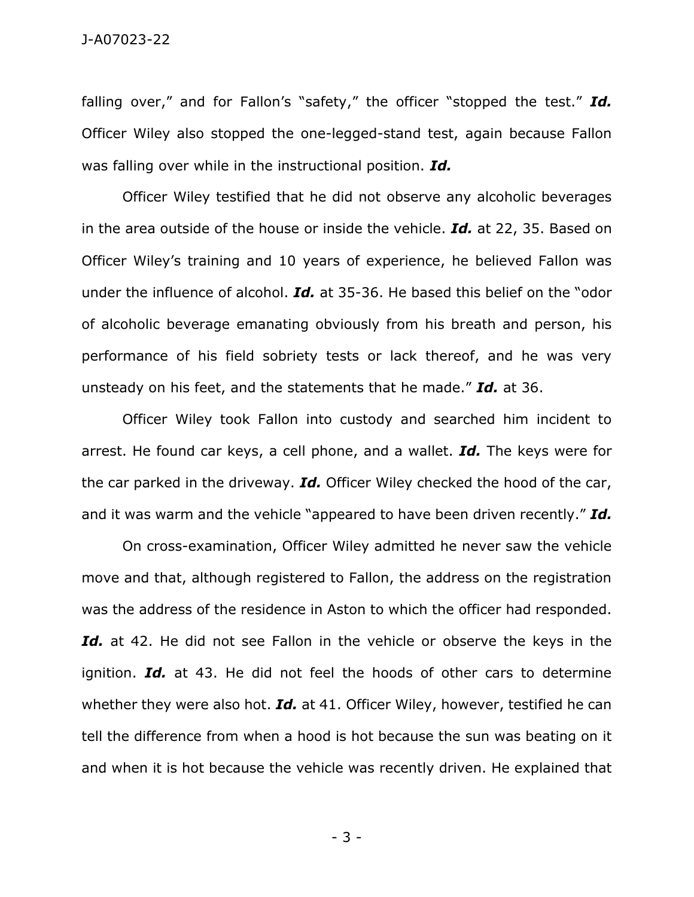falling over," and for Fallon's "safety," the officer "stopped the test." ***Id.*** Officer Wiley also stopped the one-legged-stand test, again because Fallon was falling over while in the instructional position. ***Id.***

Officer Wiley testified that he did not observe any alcoholic beverages in the area outside of the house or inside the vehicle. ***Id.*** at 22, 35. Based on Officer Wiley's training and 10 years of experience, he believed Fallon was under the influence of alcohol. ***Id.*** at 35-36. He based this belief on the "odor of alcoholic beverage emanating obviously from his breath and person, his performance of his field sobriety tests or lack thereof, and he was very unsteady on his feet, and the statements that he made." ***Id.*** at 36.

Officer Wiley took Fallon into custody and searched him incident to arrest. He found car keys, a cell phone, and a wallet. ***Id.*** The keys were for the car parked in the driveway. ***Id.*** Officer Wiley checked the hood of the car, and it was warm and the vehicle "appeared to have been driven recently." ***Id.***

On cross-examination, Officer Wiley admitted he never saw the vehicle move and that, although registered to Fallon, the address on the registration was the address of the residence in Aston to which the officer had responded. ***Id.*** at 42. He did not see Fallon in the vehicle or observe the keys in the ignition. ***Id.*** at 43. He did not feel the hoods of other cars to determine whether they were also hot. ***Id.*** at 41. Officer Wiley, however, testified he can tell the difference from when a hood is hot because the sun was beating on it and when it is hot because the vehicle was recently driven. He explained that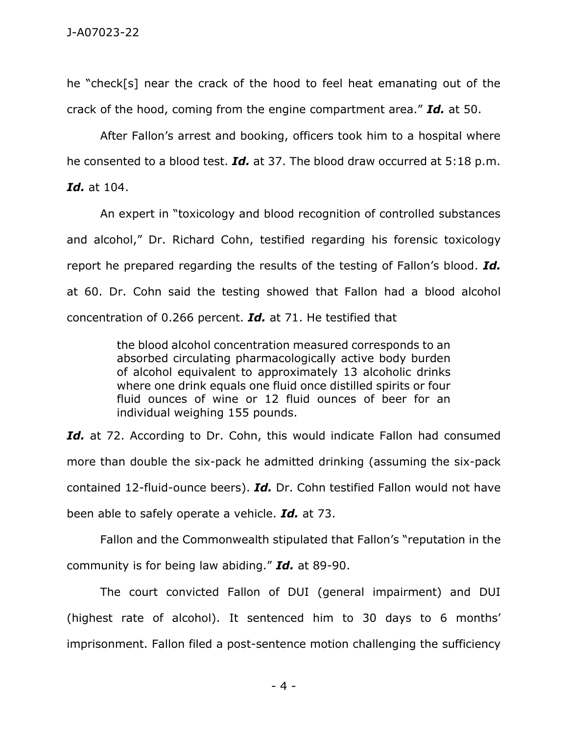he "check[s] near the crack of the hood to feel heat emanating out of the crack of the hood, coming from the engine compartment area." ***Id.*** at 50.

After Fallon's arrest and booking, officers took him to a hospital where he consented to a blood test. ***Id.*** at 37. The blood draw occurred at 5:18 p.m. ***Id.*** at 104.

An expert in "toxicology and blood recognition of controlled substances and alcohol," Dr. Richard Cohn, testified regarding his forensic toxicology report he prepared regarding the results of the testing of Fallon's blood. ***Id.*** at 60. Dr. Cohn said the testing showed that Fallon had a blood alcohol concentration of 0.266 percent. ***Id.*** at 71. He testified that

> the blood alcohol concentration measured corresponds to an absorbed circulating pharmacologically active body burden of alcohol equivalent to approximately 13 alcoholic drinks where one drink equals one fluid once distilled spirits or four fluid ounces of wine or 12 fluid ounces of beer for an individual weighing 155 pounds.

***Id.*** at 72. According to Dr. Cohn, this would indicate Fallon had consumed more than double the six-pack he admitted drinking (assuming the six-pack contained 12-fluid-ounce beers). ***Id.*** Dr. Cohn testified Fallon would not have been able to safely operate a vehicle. ***Id.*** at 73.

Fallon and the Commonwealth stipulated that Fallon's "reputation in the community is for being law abiding." ***Id.*** at 89-90.

The court convicted Fallon of DUI (general impairment) and DUI (highest rate of alcohol). It sentenced him to 30 days to 6 months' imprisonment. Fallon filed a post-sentence motion challenging the sufficiency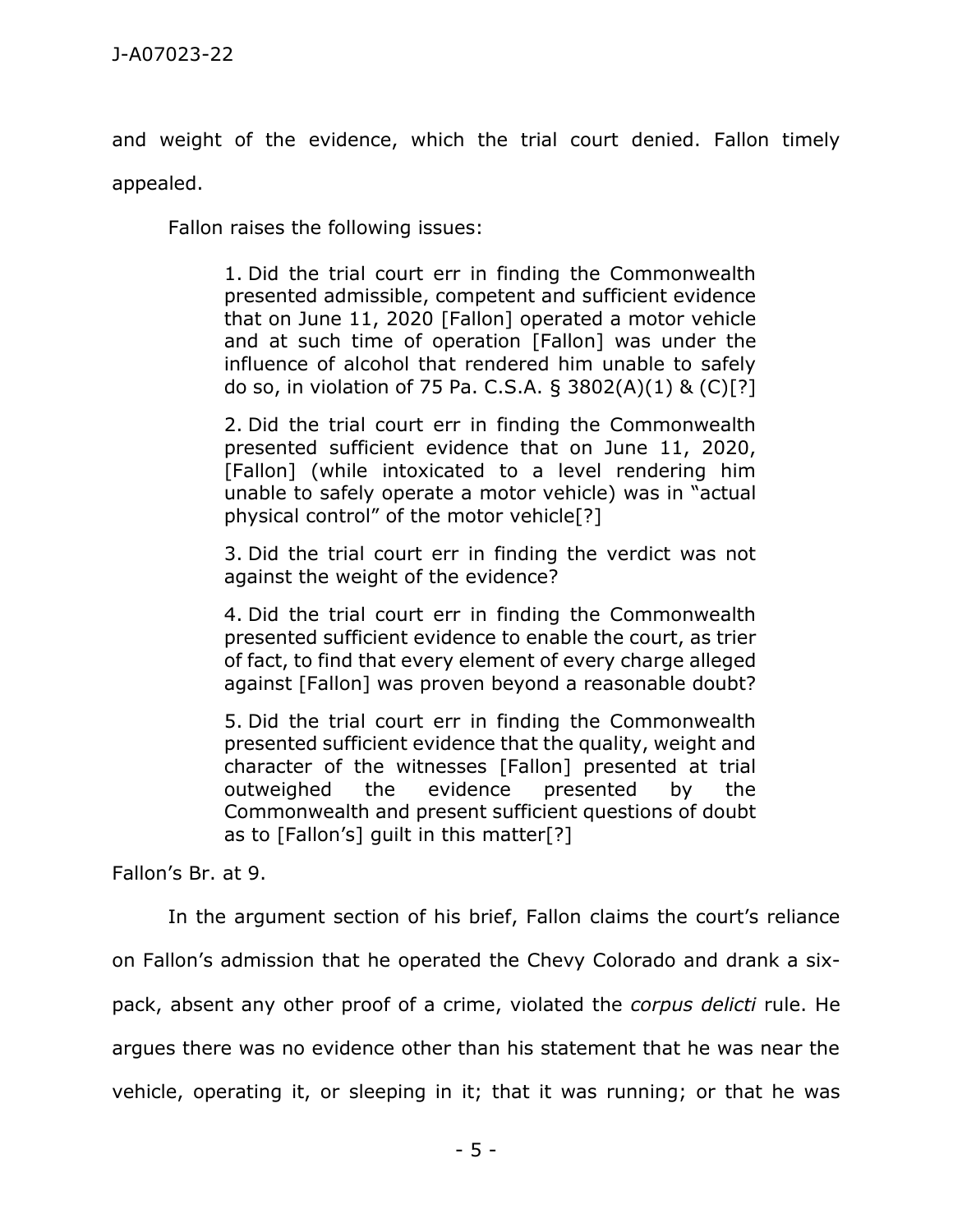and weight of the evidence, which the trial court denied. Fallon timely appealed.

Fallon raises the following issues:

> 1. Did the trial court err in finding the Commonwealth presented admissible, competent and sufficient evidence that on June 11, 2020 [Fallon] operated a motor vehicle and at such time of operation [Fallon] was under the influence of alcohol that rendered him unable to safely do so, in violation of 75 Pa. C.S.A. § 3802(A)(1) & (C)[?]
>
> 2. Did the trial court err in finding the Commonwealth presented sufficient evidence that on June 11, 2020, [Fallon] (while intoxicated to a level rendering him unable to safely operate a motor vehicle) was in "actual physical control" of the motor vehicle[?]
>
> 3. Did the trial court err in finding the verdict was not against the weight of the evidence?
>
> 4. Did the trial court err in finding the Commonwealth presented sufficient evidence to enable the court, as trier of fact, to find that every element of every charge alleged against [Fallon] was proven beyond a reasonable doubt?
>
> 5. Did the trial court err in finding the Commonwealth presented sufficient evidence that the quality, weight and character of the witnesses [Fallon] presented at trial outweighed the evidence presented by the Commonwealth and present sufficient questions of doubt as to [Fallon's] guilt in this matter[?]

Fallon's Br. at 9.

In the argument section of his brief, Fallon claims the court's reliance on Fallon's admission that he operated the Chevy Colorado and drank a six-pack, absent any other proof of a crime, violated the *corpus delicti* rule. He argues there was no evidence other than his statement that he was near the vehicle, operating it, or sleeping in it; that it was running; or that he was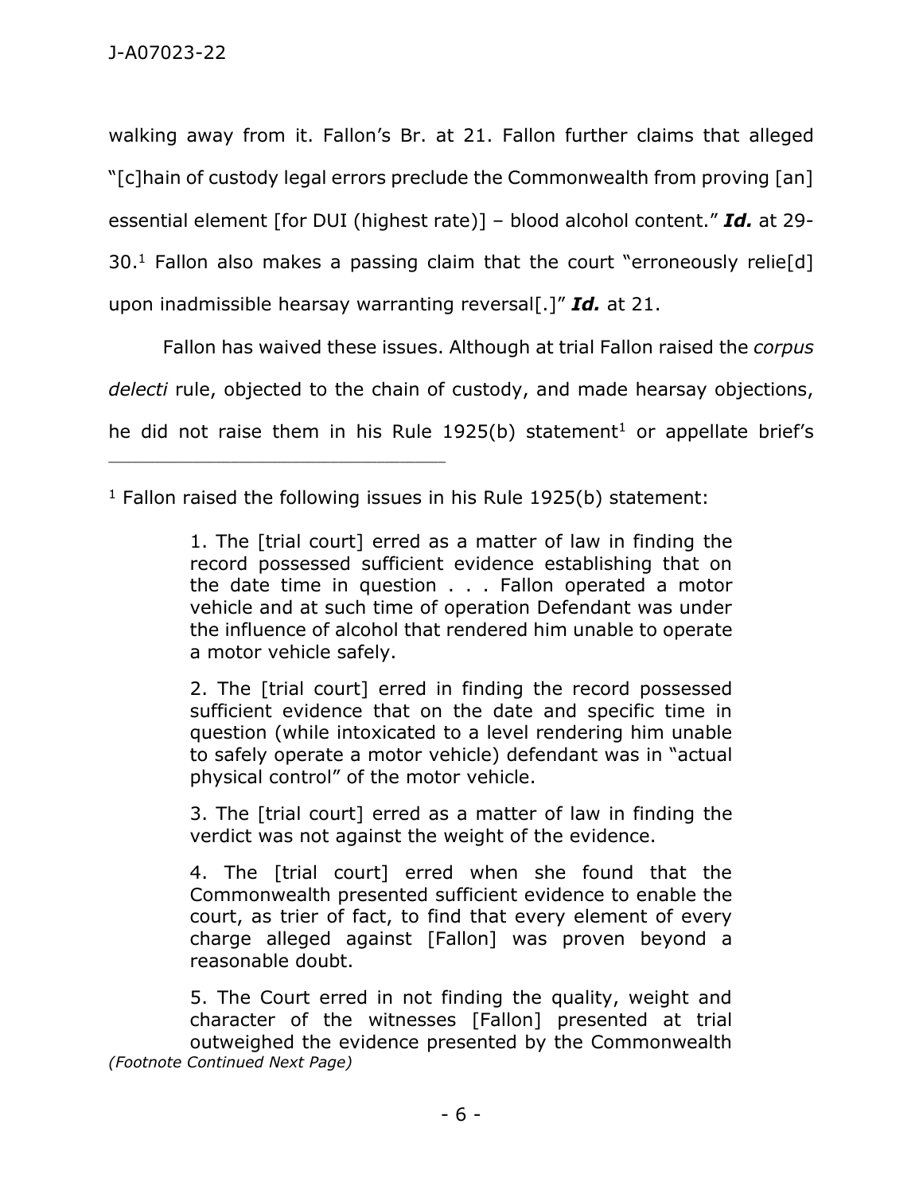walking away from it. Fallon's Br. at 21. Fallon further claims that alleged "[c]hain of custody legal errors preclude the Commonwealth from proving [an] essential element [for DUI (highest rate)] – blood alcohol content." ***Id.*** at 29-30.[1] Fallon also makes a passing claim that the court "erroneously relie[d] upon inadmissible hearsay warranting reversal[.]" ***Id.*** at 21.

Fallon has waived these issues. Although at trial Fallon raised the *corpus delecti* rule, objected to the chain of custody, and made hearsay objections, he did not raise them in his Rule 1925(b) statement[1] or appellate brief's

---

[1] Fallon raised the following issues in his Rule 1925(b) statement:

> 1. The [trial court] erred as a matter of law in finding the record possessed sufficient evidence establishing that on the date time in question . . . Fallon operated a motor vehicle and at such time of operation Defendant was under the influence of alcohol that rendered him unable to operate a motor vehicle safely.
>
> 2. The [trial court] erred in finding the record possessed sufficient evidence that on the date and specific time in question (while intoxicated to a level rendering him unable to safely operate a motor vehicle) defendant was in "actual physical control" of the motor vehicle.
>
> 3. The [trial court] erred as a matter of law in finding the verdict was not against the weight of the evidence.
>
> 4. The [trial court] erred when she found that the Commonwealth presented sufficient evidence to enable the court, as trier of fact, to find that every element of every charge alleged against [Fallon] was proven beyond a reasonable doubt.
>
> 5. The Court erred in not finding the quality, weight and character of the witnesses [Fallon] presented at trial outweighed the evidence presented by the Commonwealth

*(Footnote Continued Next Page)*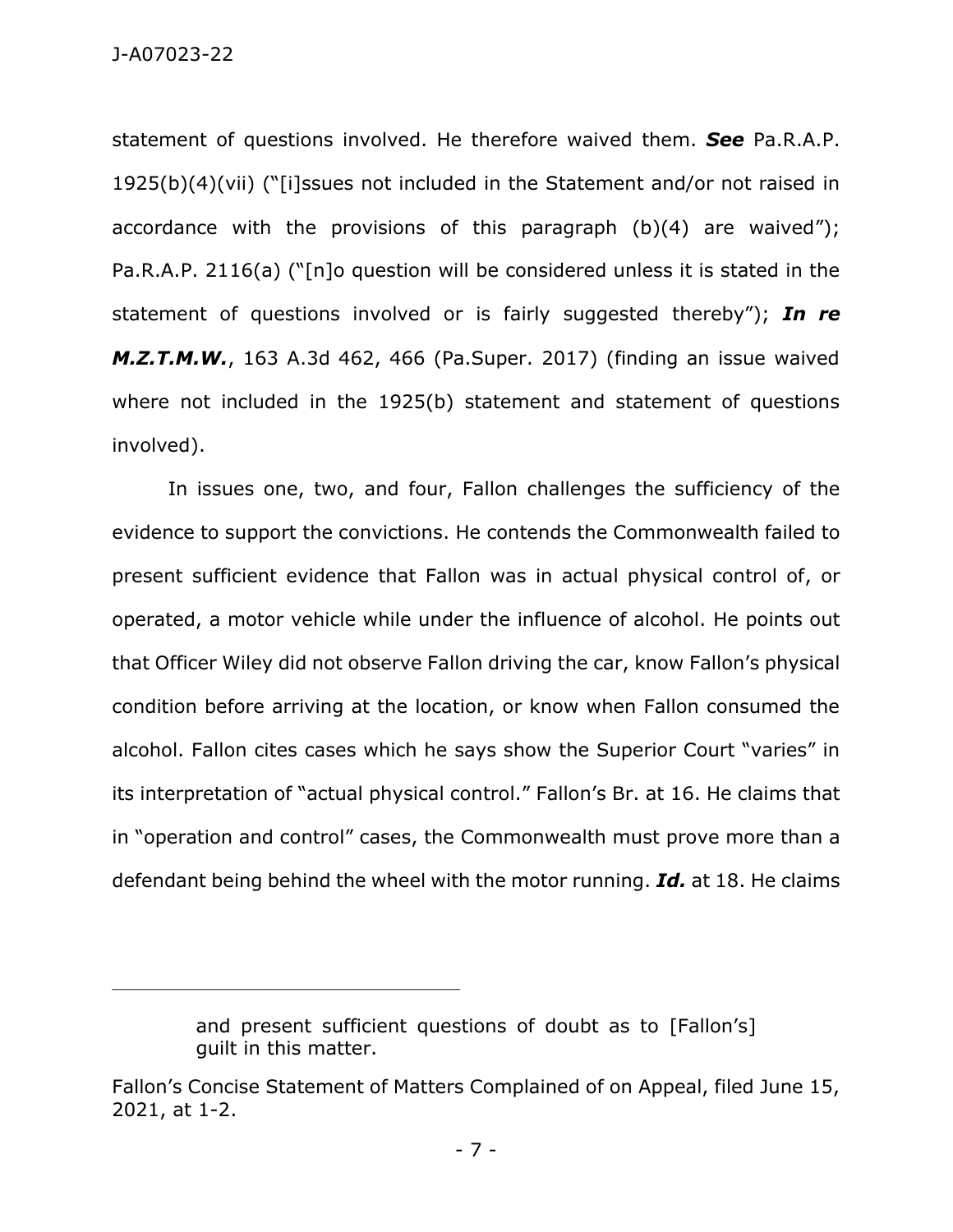statement of questions involved. He therefore waived them. ***See*** Pa.R.A.P. 1925(b)(4)(vii) ("[i]ssues not included in the Statement and/or not raised in accordance with the provisions of this paragraph (b)(4) are waived"); Pa.R.A.P. 2116(a) ("[n]o question will be considered unless it is stated in the statement of questions involved or is fairly suggested thereby"); ***In re M.Z.T.M.W.***, 163 A.3d 462, 466 (Pa.Super. 2017) (finding an issue waived where not included in the 1925(b) statement and statement of questions involved).

In issues one, two, and four, Fallon challenges the sufficiency of the evidence to support the convictions. He contends the Commonwealth failed to present sufficient evidence that Fallon was in actual physical control of, or operated, a motor vehicle while under the influence of alcohol. He points out that Officer Wiley did not observe Fallon driving the car, know Fallon's physical condition before arriving at the location, or know when Fallon consumed the alcohol. Fallon cites cases which he says show the Superior Court "varies" in its interpretation of "actual physical control." Fallon's Br. at 16. He claims that in "operation and control" cases, the Commonwealth must prove more than a defendant being behind the wheel with the motor running. ***Id.*** at 18. He claims

---

> and present sufficient questions of doubt as to [Fallon's] guilt in this matter.

Fallon's Concise Statement of Matters Complained of on Appeal, filed June 15, 2021, at 1-2.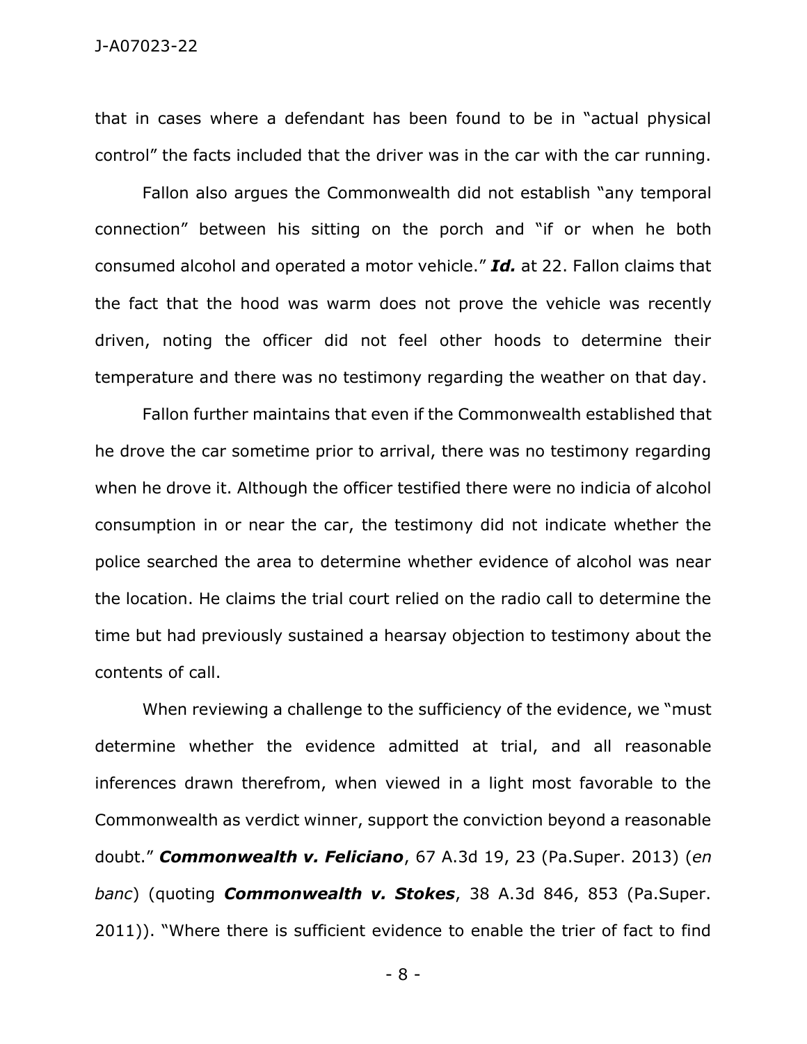that in cases where a defendant has been found to be in "actual physical control" the facts included that the driver was in the car with the car running.

Fallon also argues the Commonwealth did not establish "any temporal connection" between his sitting on the porch and "if or when he both consumed alcohol and operated a motor vehicle." ***Id.*** at 22. Fallon claims that the fact that the hood was warm does not prove the vehicle was recently driven, noting the officer did not feel other hoods to determine their temperature and there was no testimony regarding the weather on that day.

Fallon further maintains that even if the Commonwealth established that he drove the car sometime prior to arrival, there was no testimony regarding when he drove it. Although the officer testified there were no indicia of alcohol consumption in or near the car, the testimony did not indicate whether the police searched the area to determine whether evidence of alcohol was near the location. He claims the trial court relied on the radio call to determine the time but had previously sustained a hearsay objection to testimony about the contents of call.

When reviewing a challenge to the sufficiency of the evidence, we "must determine whether the evidence admitted at trial, and all reasonable inferences drawn therefrom, when viewed in a light most favorable to the Commonwealth as verdict winner, support the conviction beyond a reasonable doubt." ***Commonwealth v. Feliciano***, 67 A.3d 19, 23 (Pa.Super. 2013) (*en banc*) (quoting ***Commonwealth v. Stokes***, 38 A.3d 846, 853 (Pa.Super. 2011)). "Where there is sufficient evidence to enable the trier of fact to find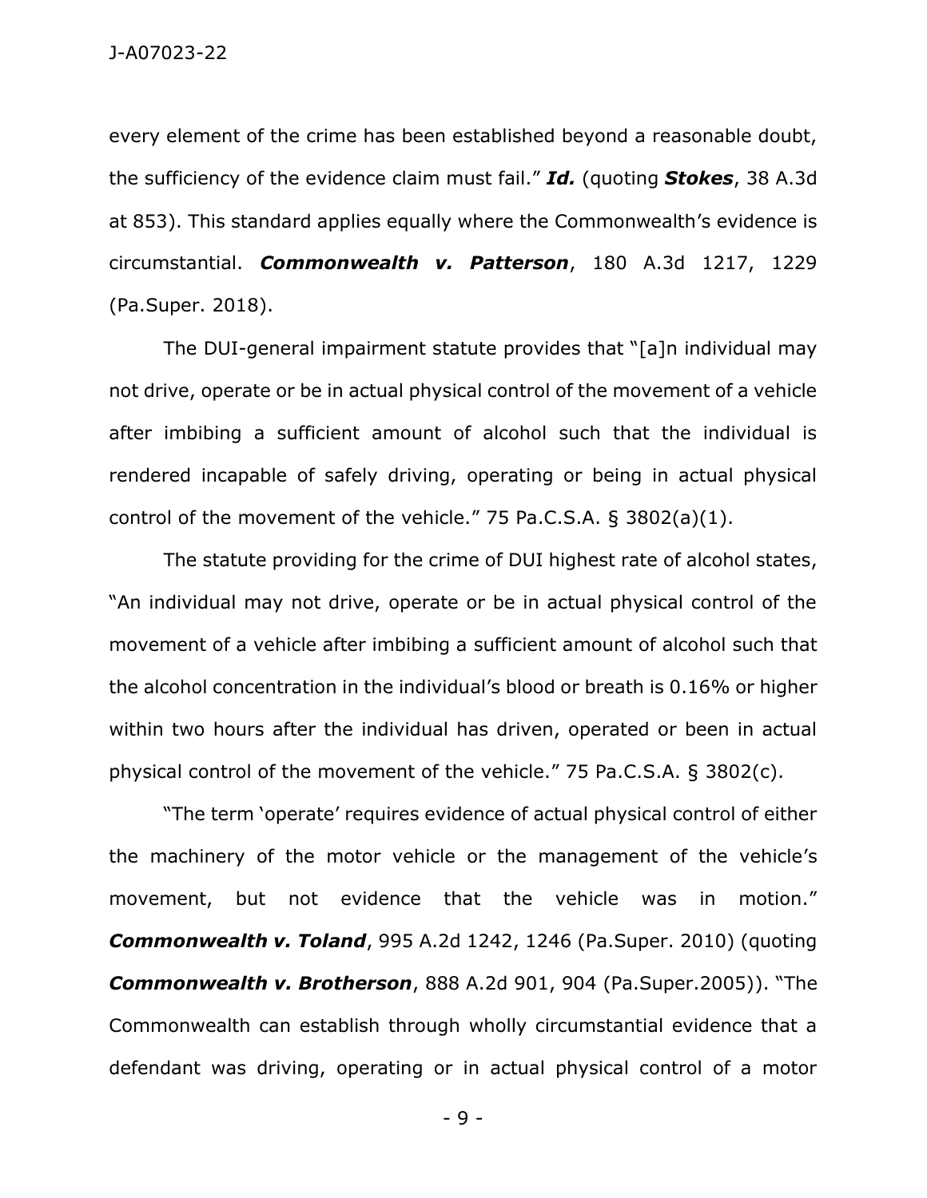every element of the crime has been established beyond a reasonable doubt, the sufficiency of the evidence claim must fail." ***Id.*** (quoting ***Stokes***, 38 A.3d at 853). This standard applies equally where the Commonwealth's evidence is circumstantial. ***Commonwealth v. Patterson***, 180 A.3d 1217, 1229 (Pa.Super. 2018).

The DUI-general impairment statute provides that "[a]n individual may not drive, operate or be in actual physical control of the movement of a vehicle after imbibing a sufficient amount of alcohol such that the individual is rendered incapable of safely driving, operating or being in actual physical control of the movement of the vehicle." 75 Pa.C.S.A. § 3802(a)(1).

The statute providing for the crime of DUI highest rate of alcohol states, "An individual may not drive, operate or be in actual physical control of the movement of a vehicle after imbibing a sufficient amount of alcohol such that the alcohol concentration in the individual's blood or breath is 0.16% or higher within two hours after the individual has driven, operated or been in actual physical control of the movement of the vehicle." 75 Pa.C.S.A. § 3802(c).

"The term 'operate' requires evidence of actual physical control of either the machinery of the motor vehicle or the management of the vehicle's movement, but not evidence that the vehicle was in motion." ***Commonwealth v. Toland***, 995 A.2d 1242, 1246 (Pa.Super. 2010) (quoting ***Commonwealth v. Brotherson***, 888 A.2d 901, 904 (Pa.Super.2005)). "The Commonwealth can establish through wholly circumstantial evidence that a defendant was driving, operating or in actual physical control of a motor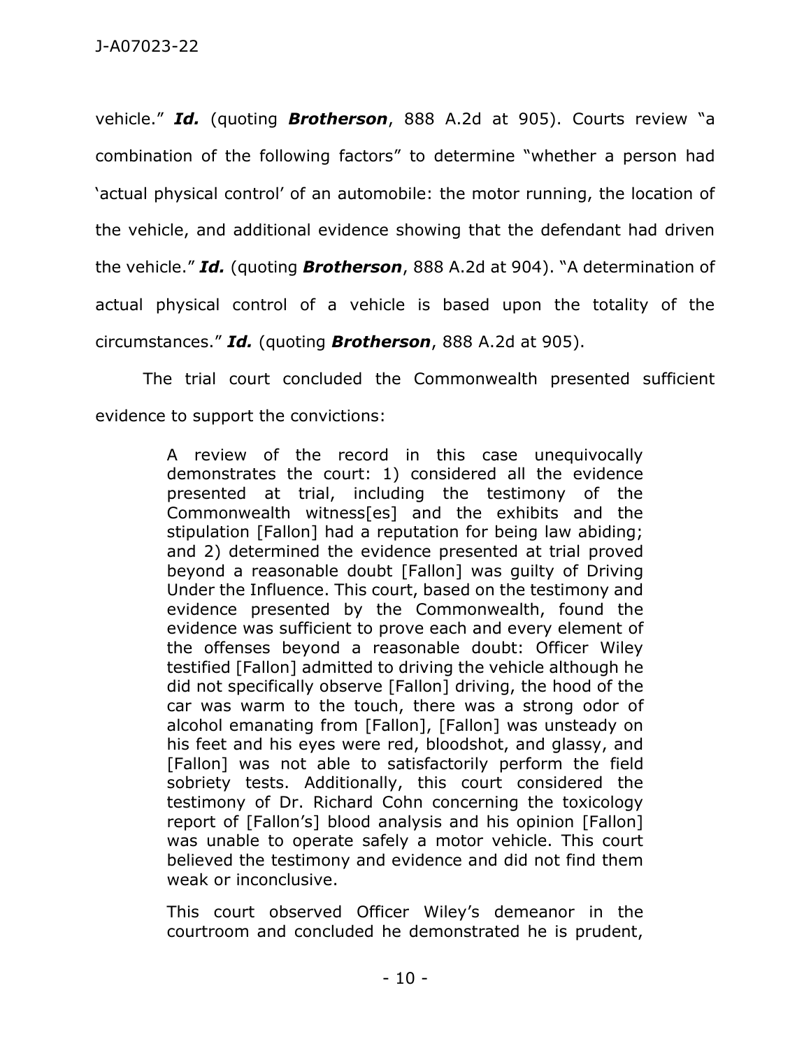vehicle." ***Id.*** (quoting ***Brotherson***, 888 A.2d at 905). Courts review "a combination of the following factors" to determine "whether a person had 'actual physical control' of an automobile: the motor running, the location of the vehicle, and additional evidence showing that the defendant had driven the vehicle." ***Id.*** (quoting ***Brotherson***, 888 A.2d at 904). "A determination of actual physical control of a vehicle is based upon the totality of the circumstances." ***Id.*** (quoting ***Brotherson***, 888 A.2d at 905).

The trial court concluded the Commonwealth presented sufficient evidence to support the convictions:

> A review of the record in this case unequivocally demonstrates the court: 1) considered all the evidence presented at trial, including the testimony of the Commonwealth witness[es] and the exhibits and the stipulation [Fallon] had a reputation for being law abiding; and 2) determined the evidence presented at trial proved beyond a reasonable doubt [Fallon] was guilty of Driving Under the Influence. This court, based on the testimony and evidence presented by the Commonwealth, found the evidence was sufficient to prove each and every element of the offenses beyond a reasonable doubt: Officer Wiley testified [Fallon] admitted to driving the vehicle although he did not specifically observe [Fallon] driving, the hood of the car was warm to the touch, there was a strong odor of alcohol emanating from [Fallon], [Fallon] was unsteady on his feet and his eyes were red, bloodshot, and glassy, and [Fallon] was not able to satisfactorily perform the field sobriety tests. Additionally, this court considered the testimony of Dr. Richard Cohn concerning the toxicology report of [Fallon's] blood analysis and his opinion [Fallon] was unable to operate safely a motor vehicle. This court believed the testimony and evidence and did not find them weak or inconclusive.
>
> This court observed Officer Wiley's demeanor in the courtroom and concluded he demonstrated he is prudent,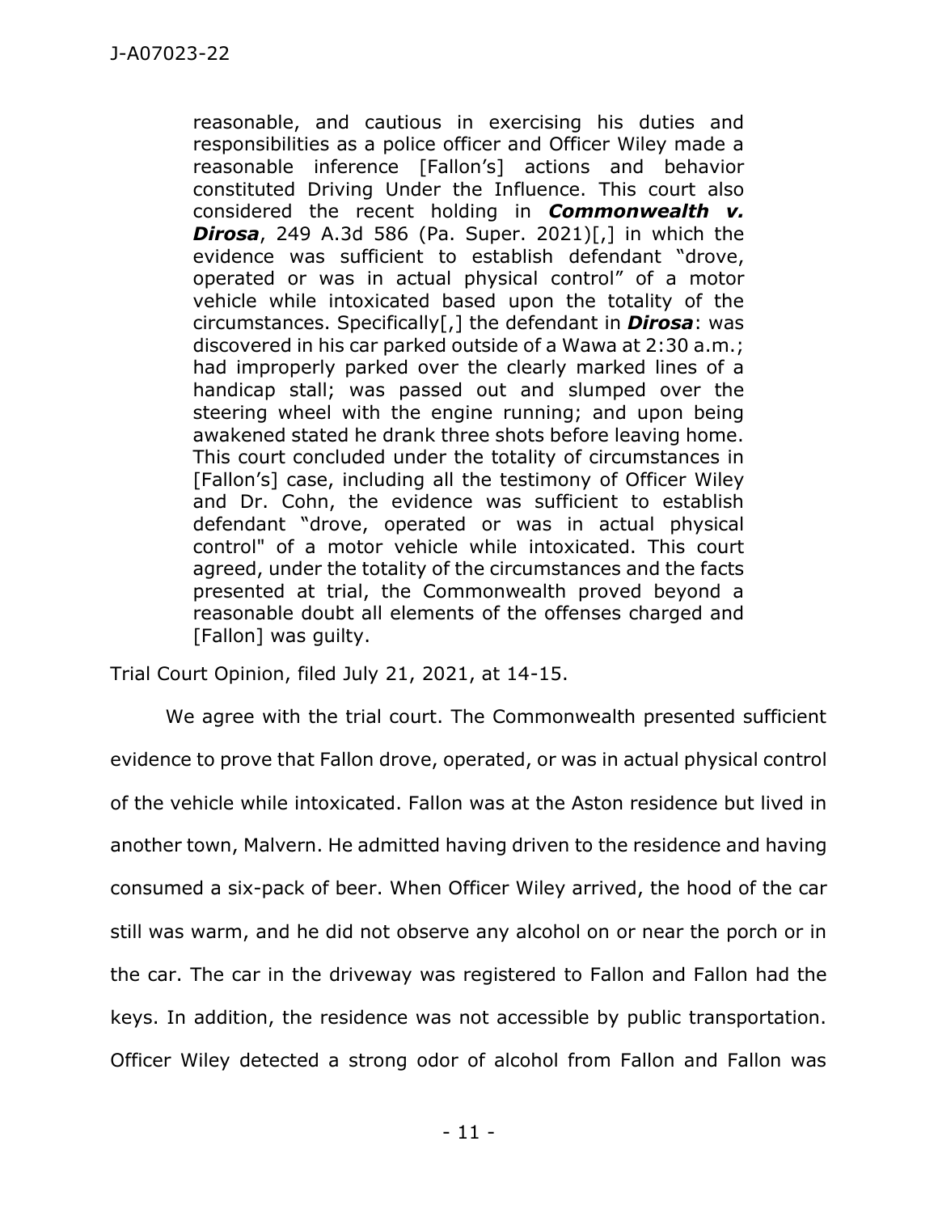> reasonable, and cautious in exercising his duties and responsibilities as a police officer and Officer Wiley made a reasonable inference [Fallon's] actions and behavior constituted Driving Under the Influence. This court also considered the recent holding in ***Commonwealth v. Dirosa***, 249 A.3d 586 (Pa. Super. 2021)[,] in which the evidence was sufficient to establish defendant "drove, operated or was in actual physical control" of a motor vehicle while intoxicated based upon the totality of the circumstances. Specifically[,] the defendant in ***Dirosa***: was discovered in his car parked outside of a Wawa at 2:30 a.m.; had improperly parked over the clearly marked lines of a handicap stall; was passed out and slumped over the steering wheel with the engine running; and upon being awakened stated he drank three shots before leaving home. This court concluded under the totality of circumstances in [Fallon's] case, including all the testimony of Officer Wiley and Dr. Cohn, the evidence was sufficient to establish defendant "drove, operated or was in actual physical control" of a motor vehicle while intoxicated. This court agreed, under the totality of the circumstances and the facts presented at trial, the Commonwealth proved beyond a reasonable doubt all elements of the offenses charged and [Fallon] was guilty.

Trial Court Opinion, filed July 21, 2021, at 14-15.

We agree with the trial court. The Commonwealth presented sufficient evidence to prove that Fallon drove, operated, or was in actual physical control of the vehicle while intoxicated. Fallon was at the Aston residence but lived in another town, Malvern. He admitted having driven to the residence and having consumed a six-pack of beer. When Officer Wiley arrived, the hood of the car still was warm, and he did not observe any alcohol on or near the porch or in the car. The car in the driveway was registered to Fallon and Fallon had the keys. In addition, the residence was not accessible by public transportation. Officer Wiley detected a strong odor of alcohol from Fallon and Fallon was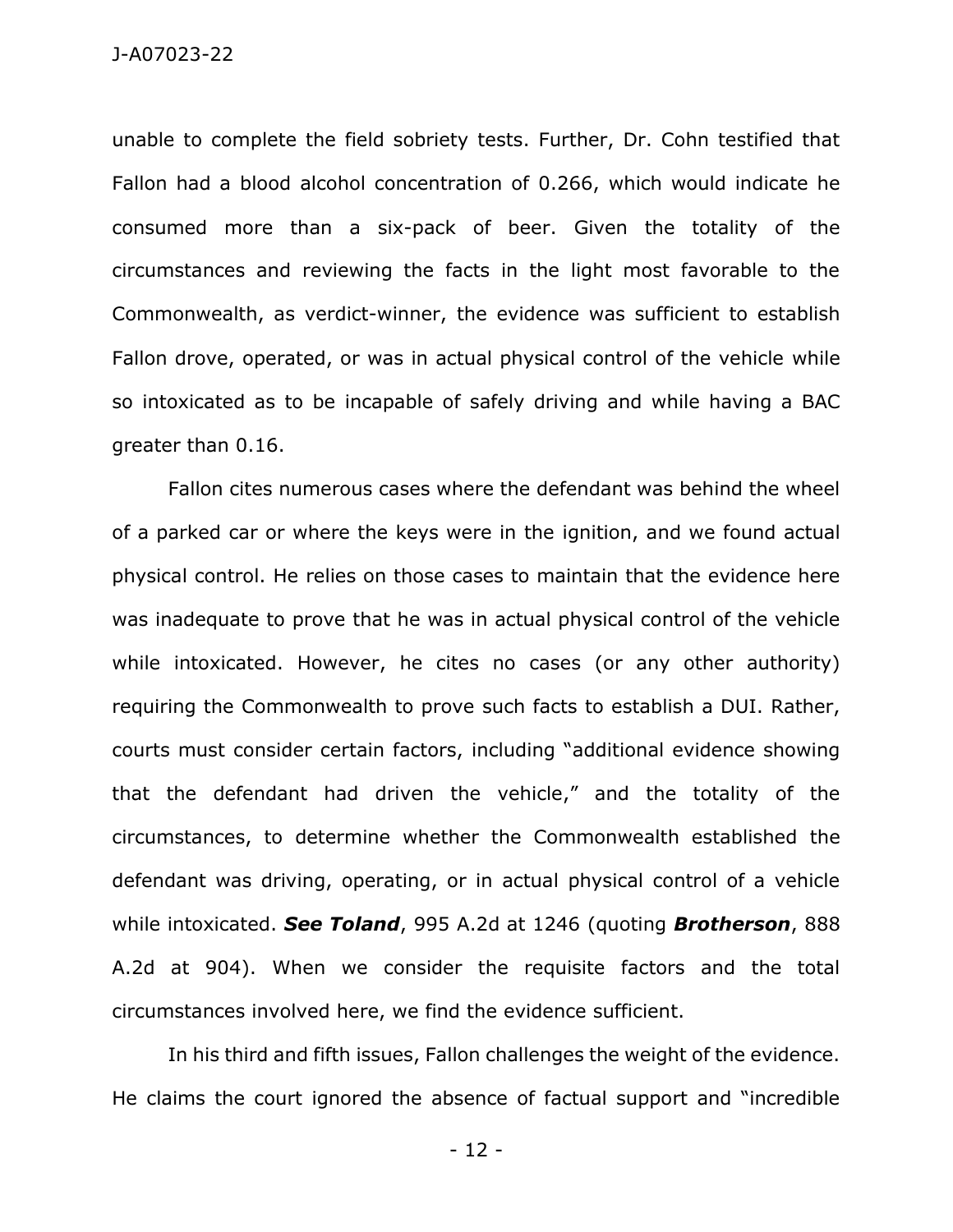unable to complete the field sobriety tests. Further, Dr. Cohn testified that Fallon had a blood alcohol concentration of 0.266, which would indicate he consumed more than a six-pack of beer. Given the totality of the circumstances and reviewing the facts in the light most favorable to the Commonwealth, as verdict-winner, the evidence was sufficient to establish Fallon drove, operated, or was in actual physical control of the vehicle while so intoxicated as to be incapable of safely driving and while having a BAC greater than 0.16.

Fallon cites numerous cases where the defendant was behind the wheel of a parked car or where the keys were in the ignition, and we found actual physical control. He relies on those cases to maintain that the evidence here was inadequate to prove that he was in actual physical control of the vehicle while intoxicated. However, he cites no cases (or any other authority) requiring the Commonwealth to prove such facts to establish a DUI. Rather, courts must consider certain factors, including "additional evidence showing that the defendant had driven the vehicle," and the totality of the circumstances, to determine whether the Commonwealth established the defendant was driving, operating, or in actual physical control of a vehicle while intoxicated. ***See Toland***, 995 A.2d at 1246 (quoting ***Brotherson***, 888 A.2d at 904). When we consider the requisite factors and the total circumstances involved here, we find the evidence sufficient.

In his third and fifth issues, Fallon challenges the weight of the evidence. He claims the court ignored the absence of factual support and "incredible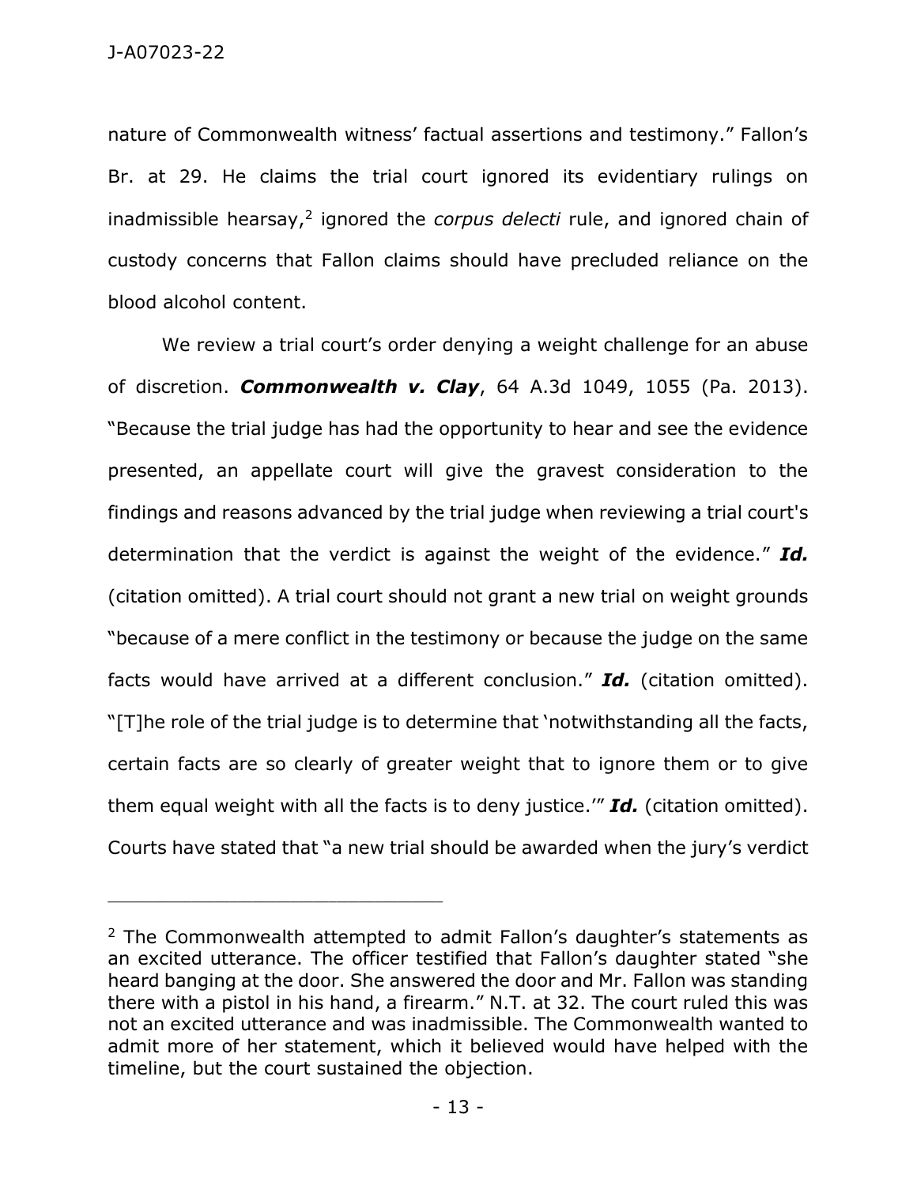nature of Commonwealth witness' factual assertions and testimony." Fallon's Br. at 29. He claims the trial court ignored its evidentiary rulings on inadmissible hearsay,[2] ignored the *corpus delecti* rule, and ignored chain of custody concerns that Fallon claims should have precluded reliance on the blood alcohol content.

We review a trial court's order denying a weight challenge for an abuse of discretion. ***Commonwealth v. Clay***, 64 A.3d 1049, 1055 (Pa. 2013). "Because the trial judge has had the opportunity to hear and see the evidence presented, an appellate court will give the gravest consideration to the findings and reasons advanced by the trial judge when reviewing a trial court's determination that the verdict is against the weight of the evidence." ***Id.*** (citation omitted). A trial court should not grant a new trial on weight grounds "because of a mere conflict in the testimony or because the judge on the same facts would have arrived at a different conclusion." ***Id.*** (citation omitted). "[T]he role of the trial judge is to determine that 'notwithstanding all the facts, certain facts are so clearly of greater weight that to ignore them or to give them equal weight with all the facts is to deny justice.'" ***Id.*** (citation omitted). Courts have stated that "a new trial should be awarded when the jury's verdict

---

[2] The Commonwealth attempted to admit Fallon's daughter's statements as an excited utterance. The officer testified that Fallon's daughter stated "she heard banging at the door. She answered the door and Mr. Fallon was standing there with a pistol in his hand, a firearm." N.T. at 32. The court ruled this was not an excited utterance and was inadmissible. The Commonwealth wanted to admit more of her statement, which it believed would have helped with the timeline, but the court sustained the objection.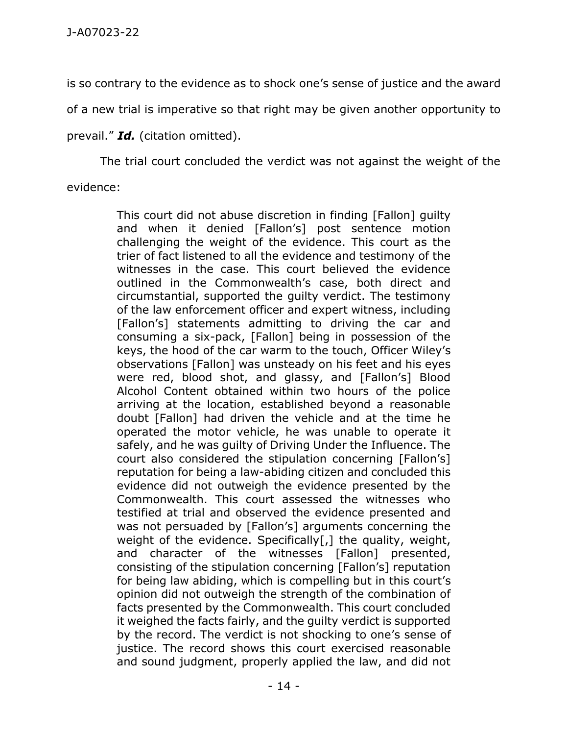is so contrary to the evidence as to shock one's sense of justice and the award of a new trial is imperative so that right may be given another opportunity to prevail." ***Id.*** (citation omitted).

The trial court concluded the verdict was not against the weight of the evidence:

> This court did not abuse discretion in finding [Fallon] guilty and when it denied [Fallon's] post sentence motion challenging the weight of the evidence. This court as the trier of fact listened to all the evidence and testimony of the witnesses in the case. This court believed the evidence outlined in the Commonwealth's case, both direct and circumstantial, supported the guilty verdict. The testimony of the law enforcement officer and expert witness, including [Fallon's] statements admitting to driving the car and consuming a six-pack, [Fallon] being in possession of the keys, the hood of the car warm to the touch, Officer Wiley's observations [Fallon] was unsteady on his feet and his eyes were red, blood shot, and glassy, and [Fallon's] Blood Alcohol Content obtained within two hours of the police arriving at the location, established beyond a reasonable doubt [Fallon] had driven the vehicle and at the time he operated the motor vehicle, he was unable to operate it safely, and he was guilty of Driving Under the Influence. The court also considered the stipulation concerning [Fallon's] reputation for being a law-abiding citizen and concluded this evidence did not outweigh the evidence presented by the Commonwealth. This court assessed the witnesses who testified at trial and observed the evidence presented and was not persuaded by [Fallon's] arguments concerning the weight of the evidence. Specifically[,] the quality, weight, and character of the witnesses [Fallon] presented, consisting of the stipulation concerning [Fallon's] reputation for being law abiding, which is compelling but in this court's opinion did not outweigh the strength of the combination of facts presented by the Commonwealth. This court concluded it weighed the facts fairly, and the guilty verdict is supported by the record. The verdict is not shocking to one's sense of justice. The record shows this court exercised reasonable and sound judgment, properly applied the law, and did not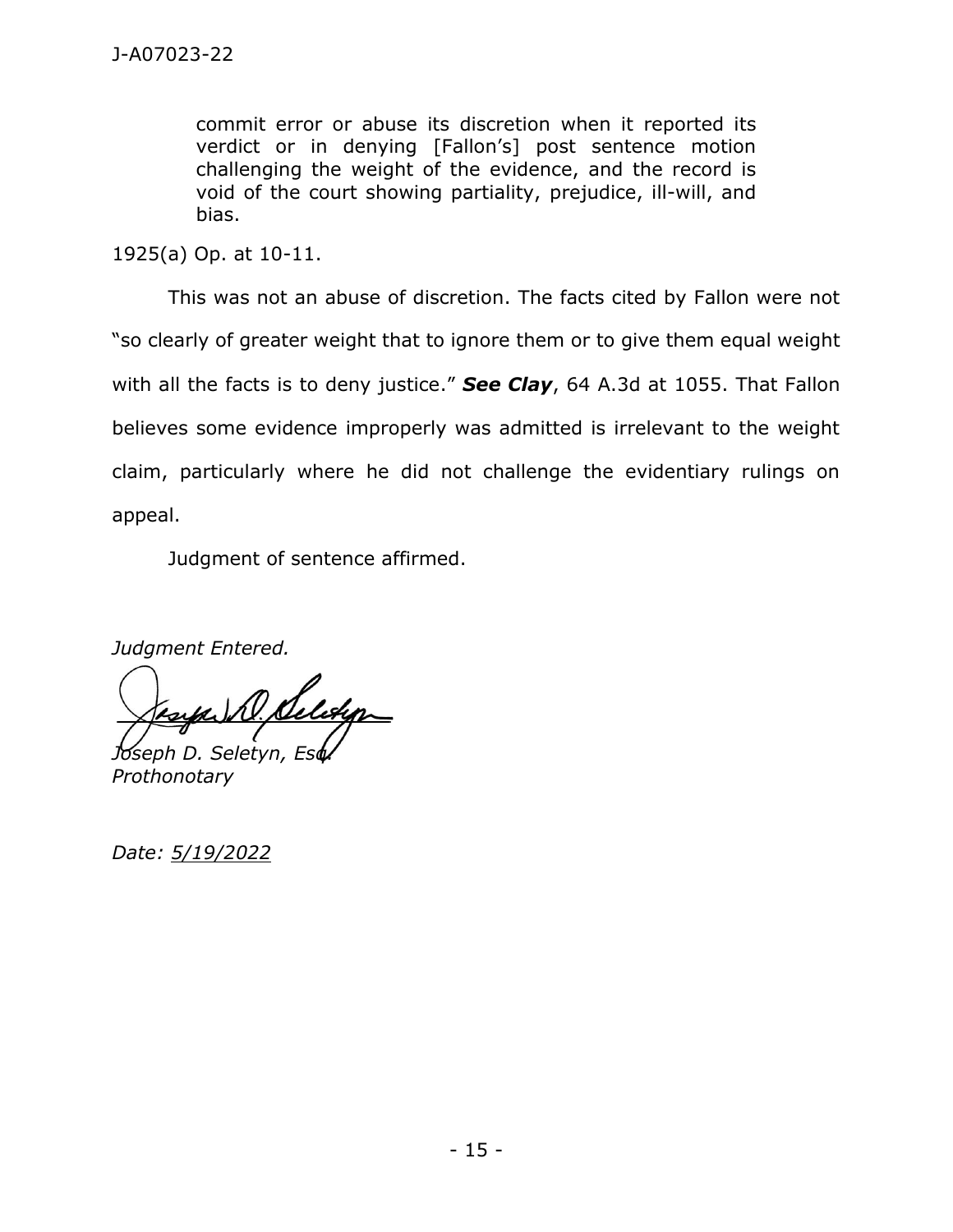> commit error or abuse its discretion when it reported its verdict or in denying [Fallon's] post sentence motion challenging the weight of the evidence, and the record is void of the court showing partiality, prejudice, ill-will, and bias.

1925(a) Op. at 10-11.

This was not an abuse of discretion. The facts cited by Fallon were not "so clearly of greater weight that to ignore them or to give them equal weight with all the facts is to deny justice." ***See Clay***, 64 A.3d at 1055. That Fallon believes some evidence improperly was admitted is irrelevant to the weight claim, particularly where he did not challenge the evidentiary rulings on appeal.

Judgment of sentence affirmed.

*Judgment Entered.*

*Joseph D. Seletyn, Esq.*
*Prothonotary*

*Date: 5/19/2022*